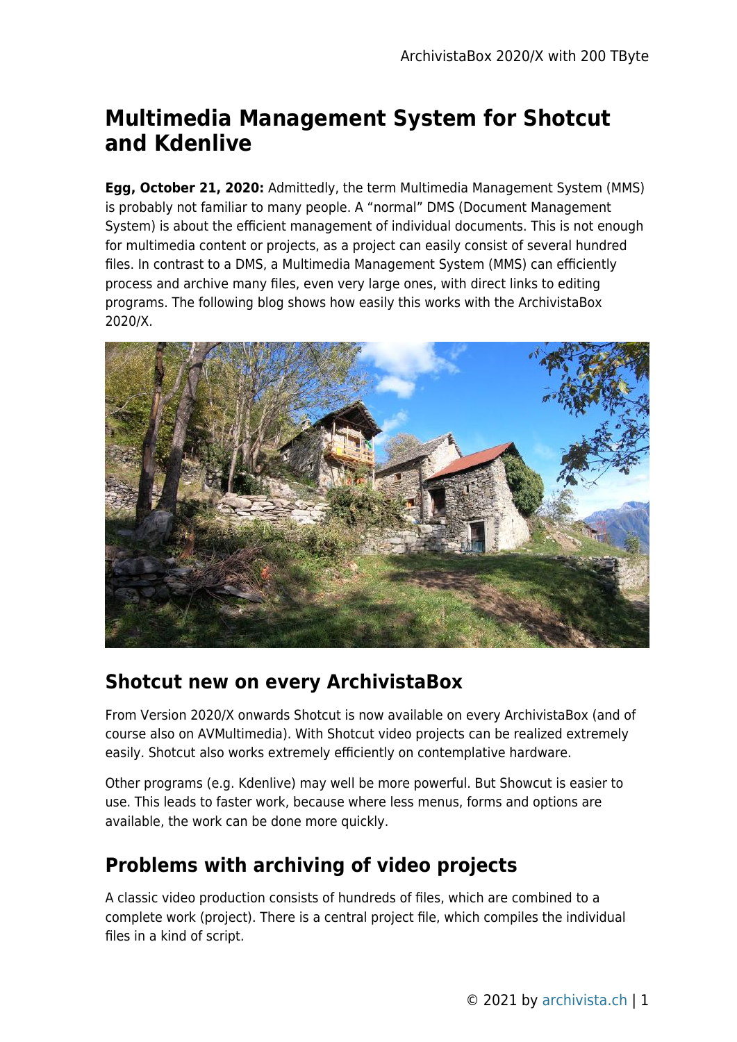# Multimedia Management System for Shotcut and Kdenlive

**Egg, October 21, 2020:** Admittedly, the term Multimedia Management System (MMS) is probably not familiar to many people. A "normal" DMS (Document Management System) is about the efficient management of individual documents. This is not enough for multimedia content or projects, as a project can easily consist of several hundred files. In contrast to a DMS, a Multimedia Management System (MMS) can efficiently process and archive many files, even very large ones, with direct links to editing programs. The following blog shows how easily this works with the ArchivistaBox 2020/X.

## Shotcut new on every ArchivistaBox

From Version 2020/X onwards Shotcut is now available on every ArchivistaBox (and of course also on AVMultimedia). With Shotcut video projects can be realized extremely easily. Shotcut also works extremely efficiently on contemplative hardware.

Other programs (e.g. Kdenlive) may well be more powerful. But Showcut is easier to use. This leads to faster work, because where less menus, forms and options are available, the work can be done more quickly.

## Problems with archiving of video projects

A classic video production consists of hundreds of files, which are combined to a complete work (project). There is a central project file, which compiles the individual files in a kind of script.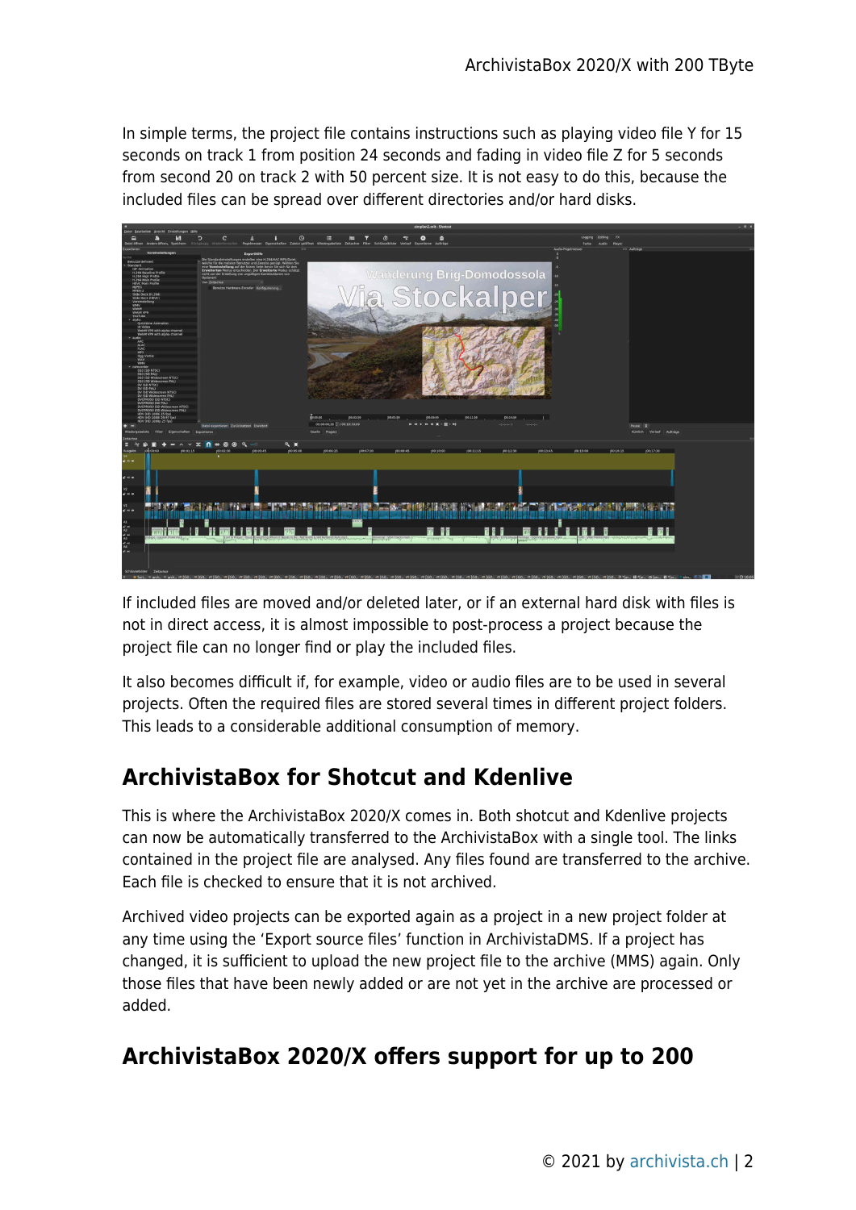In simple terms, the project file contains instructions such as playing video file Y for 15 seconds on track 1 from position 24 seconds and fading in video file Z for 5 seconds from second 20 on track 2 with 50 percent size. It is not easy to do this, because the included files can be spread over different directories and/or hard disks.

If included files are moved and/or deleted later, or if an external hard disk with files is not in direct access, it is almost impossible to post-process a project because the project file can no longer find or play the included files.

It also becomes difficult if, for example, video or audio files are to be used in several projects. Often the required files are stored several times in different project folders. This leads to a considerable additional consumption of memory.

## ArchivistaBox for Shotcut and Kdenlive

This is where the ArchivistaBox 2020/X comes in. Both shotcut and Kdenlive projects can now be automatically transferred to the ArchivistaBox with a single tool. The links contained in the project file are analysed. Any files found are transferred to the archive. Each file is checked to ensure that it is not archived.

Archived video projects can be exported again as a project in a new project folder at any time using the 'Export source files' function in ArchivistaDMS. If a project has changed, it is sufficient to upload the new project file to the archive (MMS) again. Only those files that have been newly added or are not yet in the archive are processed or added.

## ArchivistaBox 2020/X offers support for up to 200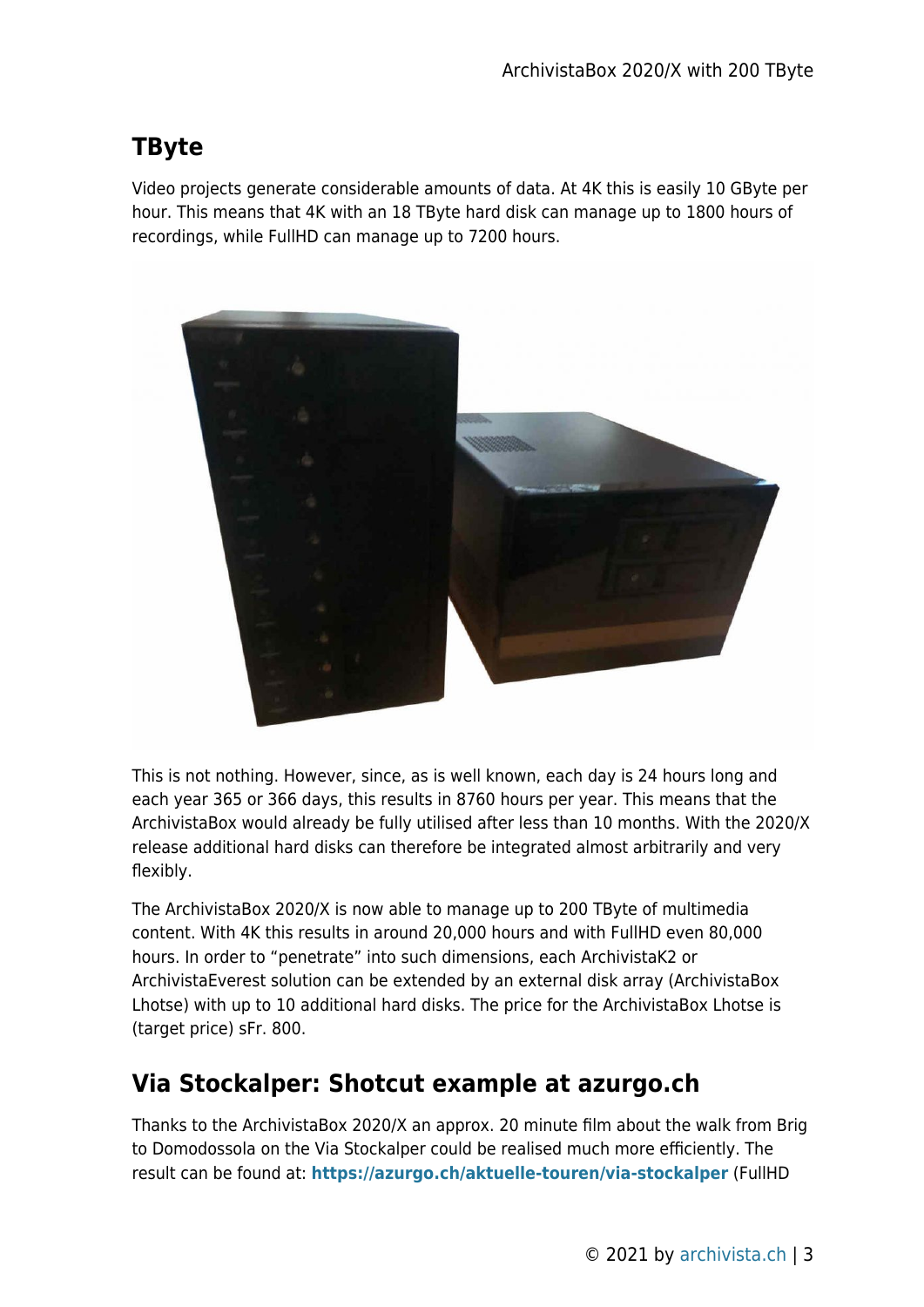## TByte

Video projects generate considerable amounts of data. At 4K this is easily 10 GByte per hour. This means that 4K with an 18 TByte hard disk can manage up to 1800 hours of recordings, while FullHD can manage up to 7200 hours.

This is not nothing. However, since, as is well known, each day is 24 hours long and each year 365 or 366 days, this results in 8760 hours per year. This means that the ArchivistaBox would already be fully utilised after less than 10 months. With the 2020/X release additional hard disks can therefore be integrated almost arbitrarily and very flexibly.

The ArchivistaBox 2020/X is now able to manage up to 200 TByte of multimedia content. With 4K this results in around 20,000 hours and with FullHD even 80,000 hours. In order to "penetrate" into such dimensions, each ArchivistaK2 or ArchivistaEverest solution can be extended by an external disk array (ArchivistaBox Lhotse) with up to 10 additional hard disks. The price for the ArchivistaBox Lhotse is (target price) sFr. 800.

## Via Stockalper: Shotcut example at azurgo.ch

Thanks to the ArchivistaBox 2020/X an approx. 20 minute film about the walk from Brig to Domodossola on the Via Stockalper could be realised much more efficiently. The result can be found at: **https://azurgo.ch/aktuelle-touren/via-stockalper** (FullHD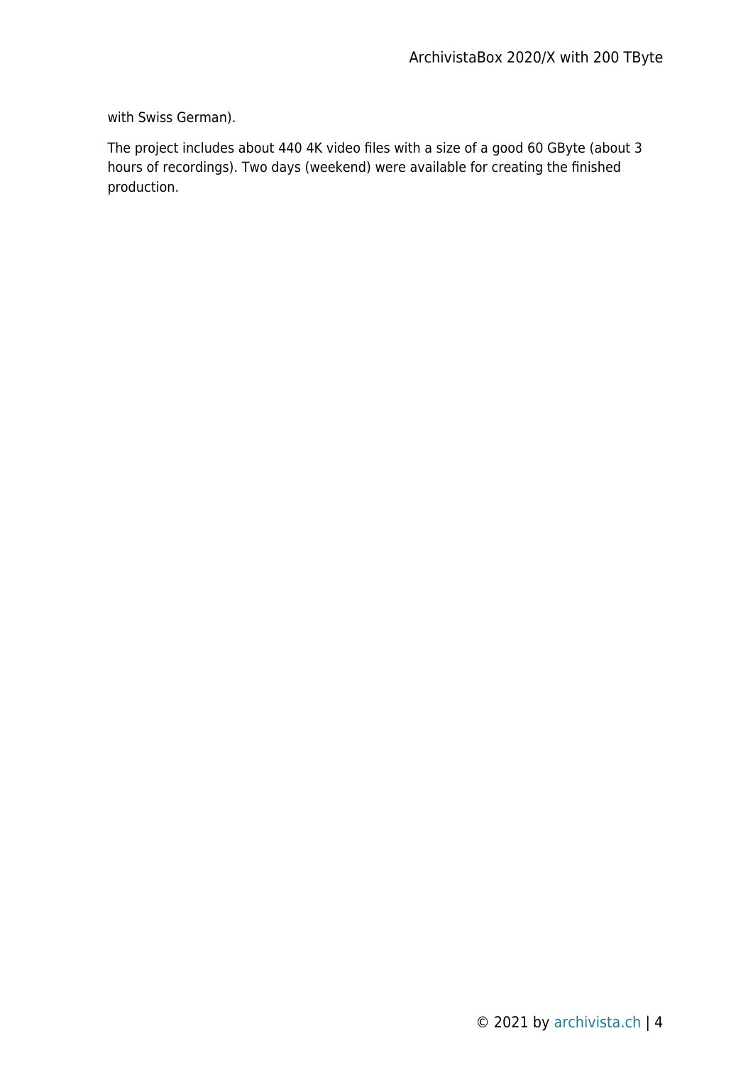with Swiss German).

The project includes about 440 4K video files with a size of a good 60 GByte (about 3 hours of recordings). Two days (weekend) were available for creating the finished production.